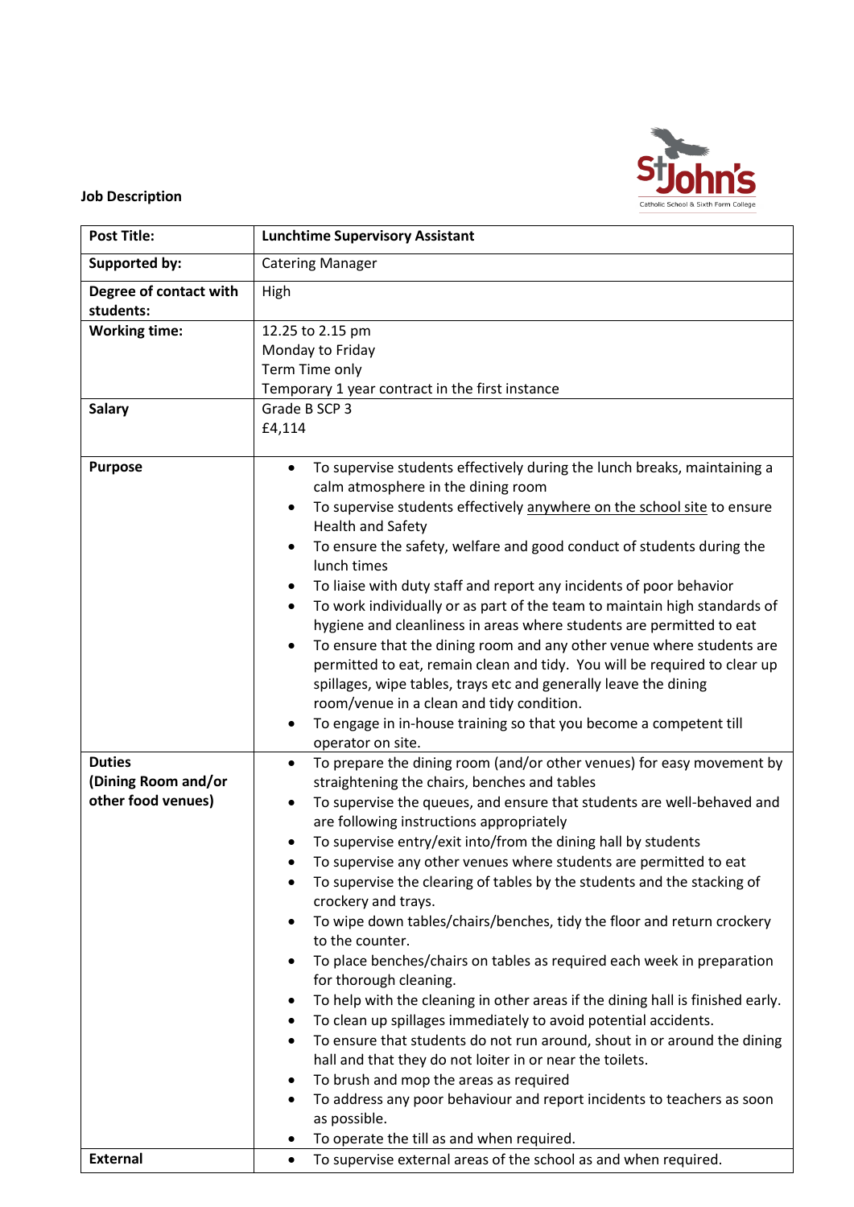**Job Description**

| **Post Title:** | **Lunchtime Supervisory Assistant** |
|---|---|
| **Supported by:** | Catering Manager |
| **Degree of contact with students:** | High |
| **Working time:** | 12.25 to 2.15 pm<br>Monday to Friday<br>Term Time only<br>Temporary 1 year contract in the first instance |
| **Salary** | Grade B SCP 3<br>£4,114 |
| **Purpose** | • To supervise students effectively during the lunch breaks, maintaining a calm atmosphere in the dining room<br>• To supervise students effectively anywhere on the school site to ensure Health and Safety<br>• To ensure the safety, welfare and good conduct of students during the lunch times<br>• To liaise with duty staff and report any incidents of poor behavior<br>• To work individually or as part of the team to maintain high standards of hygiene and cleanliness in areas where students are permitted to eat<br>• To ensure that the dining room and any other venue where students are permitted to eat, remain clean and tidy. You will be required to clear up spillages, wipe tables, trays etc and generally leave the dining room/venue in a clean and tidy condition.<br>• To engage in in-house training so that you become a competent till operator on site. |
| **Duties (Dining Room and/or other food venues)** | • To prepare the dining room (and/or other venues) for easy movement by straightening the chairs, benches and tables<br>• To supervise the queues, and ensure that students are well-behaved and are following instructions appropriately<br>• To supervise entry/exit into/from the dining hall by students<br>• To supervise any other venues where students are permitted to eat<br>• To supervise the clearing of tables by the students and the stacking of crockery and trays.<br>• To wipe down tables/chairs/benches, tidy the floor and return crockery to the counter.<br>• To place benches/chairs on tables as required each week in preparation for thorough cleaning.<br>• To help with the cleaning in other areas if the dining hall is finished early.<br>• To clean up spillages immediately to avoid potential accidents.<br>• To ensure that students do not run around, shout in or around the dining hall and that they do not loiter in or near the toilets.<br>• To brush and mop the areas as required<br>• To address any poor behaviour and report incidents to teachers as soon as possible.<br>• To operate the till as and when required. |
| **External** | • To supervise external areas of the school as and when required. |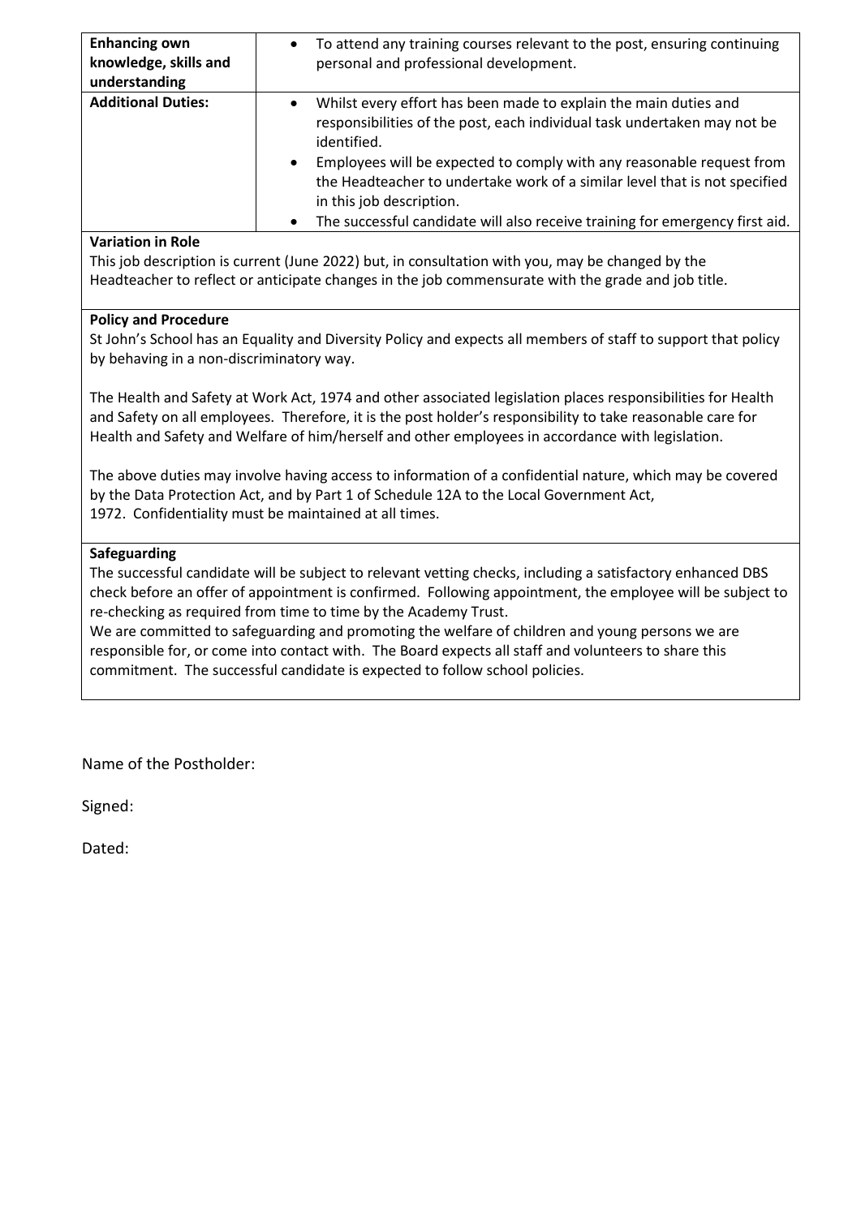| | |
|---|---|
| **Enhancing own knowledge, skills and understanding** | • To attend any training courses relevant to the post, ensuring continuing personal and professional development. |
| **Additional Duties:** | • Whilst every effort has been made to explain the main duties and responsibilities of the post, each individual task undertaken may not be identified.<br>• Employees will be expected to comply with any reasonable request from the Headteacher to undertake work of a similar level that is not specified in this job description.<br>• The successful candidate will also receive training for emergency first aid. |

**Variation in Role**

This job description is current (June 2022) but, in consultation with you, may be changed by the Headteacher to reflect or anticipate changes in the job commensurate with the grade and job title.

**Policy and Procedure**

St John's School has an Equality and Diversity Policy and expects all members of staff to support that policy by behaving in a non-discriminatory way.

The Health and Safety at Work Act, 1974 and other associated legislation places responsibilities for Health and Safety on all employees. Therefore, it is the post holder's responsibility to take reasonable care for Health and Safety and Welfare of him/herself and other employees in accordance with legislation.

The above duties may involve having access to information of a confidential nature, which may be covered by the Data Protection Act, and by Part 1 of Schedule 12A to the Local Government Act, 1972. Confidentiality must be maintained at all times.

**Safeguarding**

The successful candidate will be subject to relevant vetting checks, including a satisfactory enhanced DBS check before an offer of appointment is confirmed. Following appointment, the employee will be subject to re-checking as required from time to time by the Academy Trust.

We are committed to safeguarding and promoting the welfare of children and young persons we are responsible for, or come into contact with. The Board expects all staff and volunteers to share this commitment. The successful candidate is expected to follow school policies.

Name of the Postholder:

Signed:

Dated: